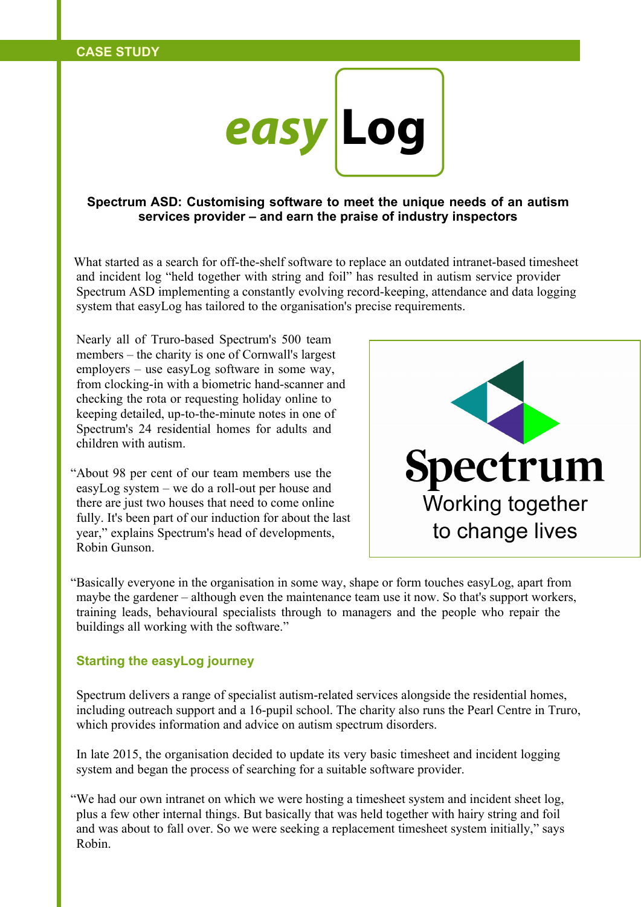CASE STUDY

easy Log

**Spectrum ASD: Customising software to meet the unique needs of an autism services provider – and earn the praise of industry inspectors**

What started as a search for off-the-shelf software to replace an outdated intranet-based timesheet and incident log "held together with string and foil" has resulted in autism service provider Spectrum ASD implementing a constantly evolving record-keeping, attendance and data logging system that easyLog has tailored to the organisation's precise requirements.

Nearly all of Truro-based Spectrum's 500 team members – the charity is one of Cornwall's largest employers – use easyLog software in some way, from clocking-in with a biometric hand-scanner and checking the rota or requesting holiday online to keeping detailed, up-to-the-minute notes in one of Spectrum's 24 residential homes for adults and children with autism.

Spectrum
Working together to change lives

"About 98 per cent of our team members use the easyLog system – we do a roll-out per house and there are just two houses that need to come online fully. It's been part of our induction for about the last year," explains Spectrum's head of developments, Robin Gunson.

"Basically everyone in the organisation in some way, shape or form touches easyLog, apart from maybe the gardener – although even the maintenance team use it now. So that's support workers, training leads, behavioural specialists through to managers and the people who repair the buildings all working with the software."

## Starting the easyLog journey

Spectrum delivers a range of specialist autism-related services alongside the residential homes, including outreach support and a 16-pupil school. The charity also runs the Pearl Centre in Truro, which provides information and advice on autism spectrum disorders.

In late 2015, the organisation decided to update its very basic timesheet and incident logging system and began the process of searching for a suitable software provider.

"We had our own intranet on which we were hosting a timesheet system and incident sheet log, plus a few other internal things. But basically that was held together with hairy string and foil and was about to fall over. So we were seeking a replacement timesheet system initially," says Robin.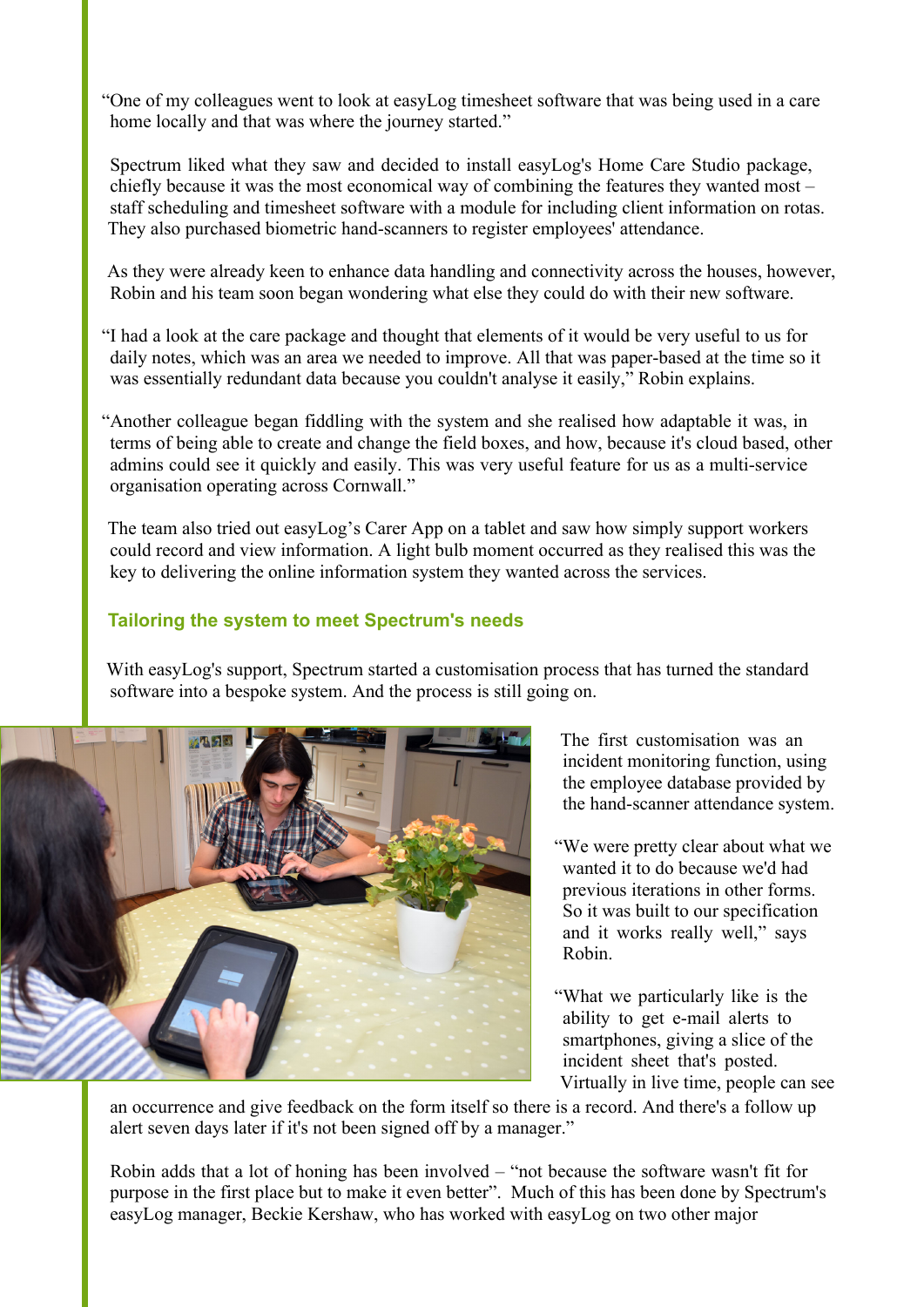"One of my colleagues went to look at easyLog timesheet software that was being used in a care home locally and that was where the journey started."

Spectrum liked what they saw and decided to install easyLog's Home Care Studio package, chiefly because it was the most economical way of combining the features they wanted most – staff scheduling and timesheet software with a module for including client information on rotas. They also purchased biometric hand-scanners to register employees' attendance.

As they were already keen to enhance data handling and connectivity across the houses, however, Robin and his team soon began wondering what else they could do with their new software.

"I had a look at the care package and thought that elements of it would be very useful to us for daily notes, which was an area we needed to improve. All that was paper-based at the time so it was essentially redundant data because you couldn't analyse it easily," Robin explains.

"Another colleague began fiddling with the system and she realised how adaptable it was, in terms of being able to create and change the field boxes, and how, because it's cloud based, other admins could see it quickly and easily. This was very useful feature for us as a multi-service organisation operating across Cornwall."

The team also tried out easyLog's Carer App on a tablet and saw how simply support workers could record and view information. A light bulb moment occurred as they realised this was the key to delivering the online information system they wanted across the services.

## Tailoring the system to meet Spectrum's needs

With easyLog's support, Spectrum started a customisation process that has turned the standard software into a bespoke system. And the process is still going on.

The first customisation was an incident monitoring function, using the employee database provided by the hand-scanner attendance system.

"We were pretty clear about what we wanted it to do because we'd had previous iterations in other forms. So it was built to our specification and it works really well," says Robin.

"What we particularly like is the ability to get e-mail alerts to smartphones, giving a slice of the incident sheet that's posted. Virtually in live time, people can see an occurrence and give feedback on the form itself so there is a record. And there's a follow up alert seven days later if it's not been signed off by a manager."

Robin adds that a lot of honing has been involved – "not because the software wasn't fit for purpose in the first place but to make it even better". Much of this has been done by Spectrum's easyLog manager, Beckie Kershaw, who has worked with easyLog on two other major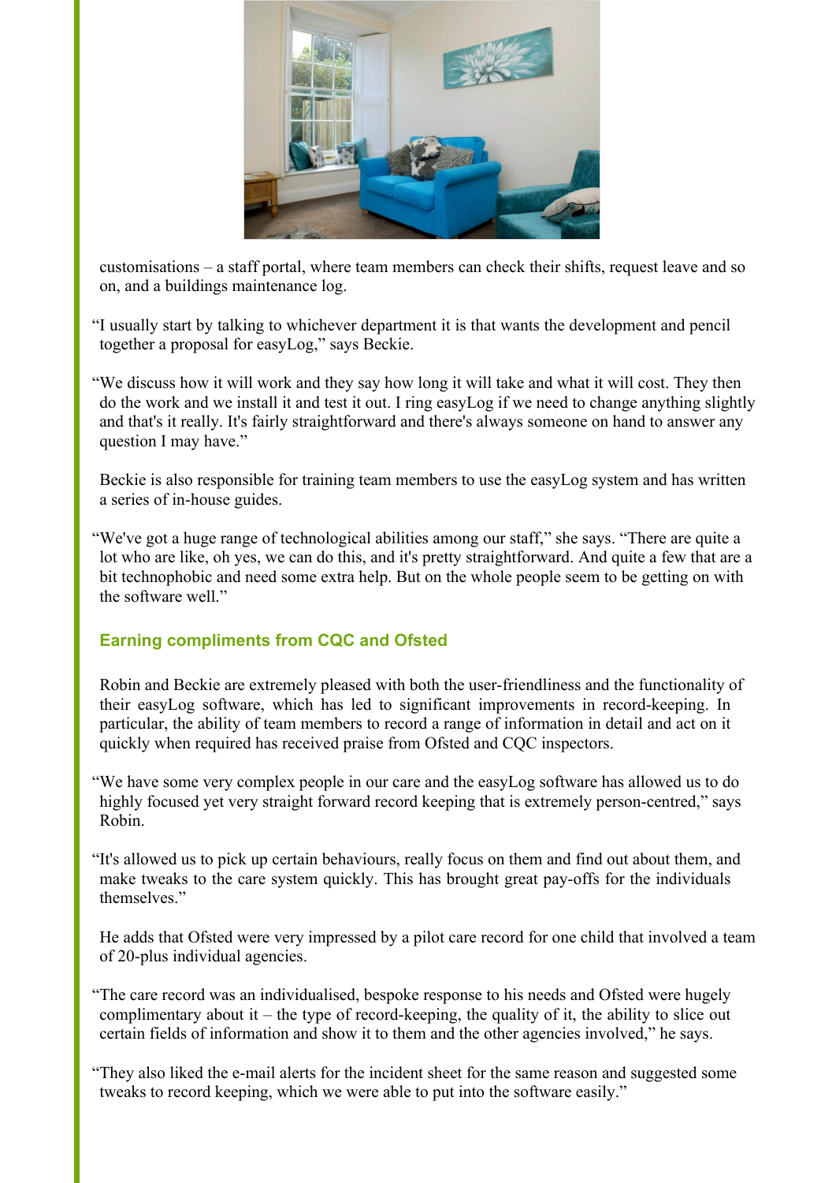customisations – a staff portal, where team members can check their shifts, request leave and so on, and a buildings maintenance log.

“I usually start by talking to whichever department it is that wants the development and pencil together a proposal for easyLog,” says Beckie.

“We discuss how it will work and they say how long it will take and what it will cost. They then do the work and we install it and test it out. I ring easyLog if we need to change anything slightly and that's it really. It's fairly straightforward and there's always someone on hand to answer any question I may have.”

Beckie is also responsible for training team members to use the easyLog system and has written a series of in-house guides.

“We've got a huge range of technological abilities among our staff,” she says. “There are quite a lot who are like, oh yes, we can do this, and it's pretty straightforward. And quite a few that are a bit technophobic and need some extra help. But on the whole people seem to be getting on with the software well.”

## Earning compliments from CQC and Ofsted

Robin and Beckie are extremely pleased with both the user-friendliness and the functionality of their easyLog software, which has led to significant improvements in record-keeping. In particular, the ability of team members to record a range of information in detail and act on it quickly when required has received praise from Ofsted and CQC inspectors.

“We have some very complex people in our care and the easyLog software has allowed us to do highly focused yet very straight forward record keeping that is extremely person-centred,” says Robin.

“It's allowed us to pick up certain behaviours, really focus on them and find out about them, and make tweaks to the care system quickly. This has brought great pay-offs for the individuals themselves.”

He adds that Ofsted were very impressed by a pilot care record for one child that involved a team of 20-plus individual agencies.

“The care record was an individualised, bespoke response to his needs and Ofsted were hugely complimentary about it – the type of record-keeping, the quality of it, the ability to slice out certain fields of information and show it to them and the other agencies involved,” he says.

“They also liked the e-mail alerts for the incident sheet for the same reason and suggested some tweaks to record keeping, which we were able to put into the software easily.”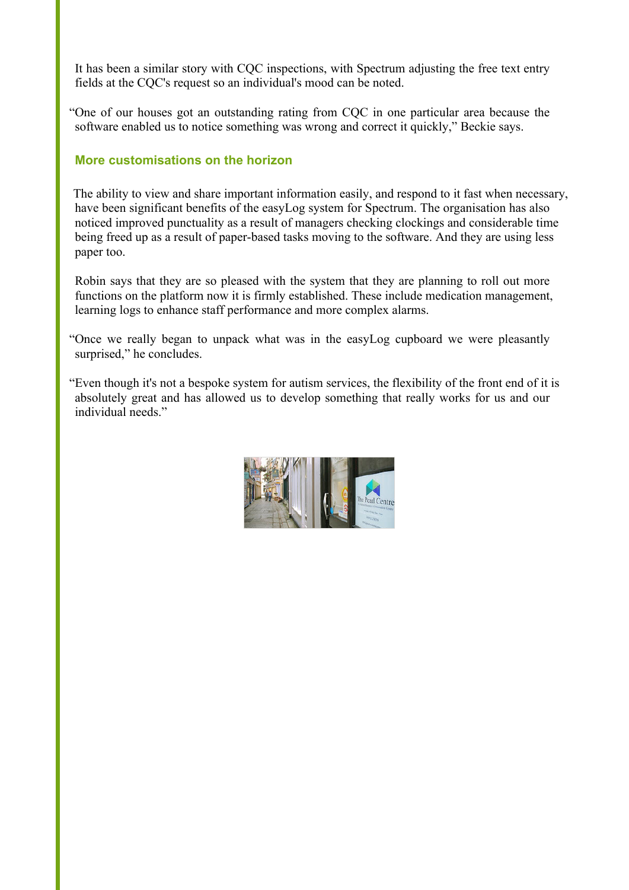It has been a similar story with CQC inspections, with Spectrum adjusting the free text entry fields at the CQC's request so an individual's mood can be noted.

"One of our houses got an outstanding rating from CQC in one particular area because the software enabled us to notice something was wrong and correct it quickly," Beckie says.

### More customisations on the horizon

The ability to view and share important information easily, and respond to it fast when necessary, have been significant benefits of the easyLog system for Spectrum. The organisation has also noticed improved punctuality as a result of managers checking clockings and considerable time being freed up as a result of paper-based tasks moving to the software. And they are using less paper too.

Robin says that they are so pleased with the system that they are planning to roll out more functions on the platform now it is firmly established. These include medication management, learning logs to enhance staff performance and more complex alarms.

"Once we really began to unpack what was in the easyLog cupboard we were pleasantly surprised," he concludes.

"Even though it's not a bespoke system for autism services, the flexibility of the front end of it is absolutely great and has allowed us to develop something that really works for us and our individual needs."